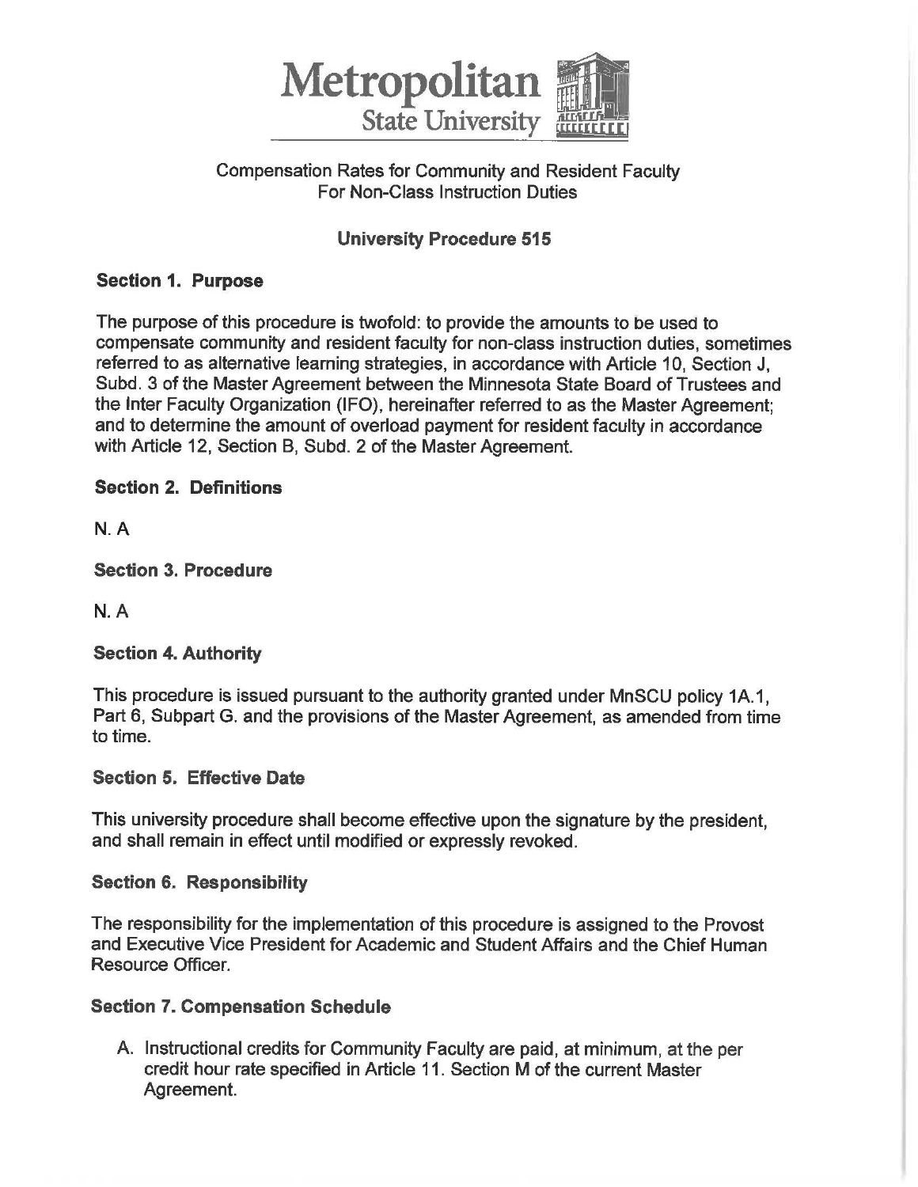# Metropolitan State University

Compensation Rates for Community and Resident Faculty
For Non-Class Instruction Duties

## University Procedure 515

### Section 1. Purpose

The purpose of this procedure is twofold: to provide the amounts to be used to compensate community and resident faculty for non-class instruction duties, sometimes referred to as alternative learning strategies, in accordance with Article 10, Section J, Subd. 3 of the Master Agreement between the Minnesota State Board of Trustees and the Inter Faculty Organization (IFO), hereinafter referred to as the Master Agreement; and to determine the amount of overload payment for resident faculty in accordance with Article 12, Section B, Subd. 2 of the Master Agreement.

### Section 2. Definitions

N. A

### Section 3. Procedure

N. A

### Section 4. Authority

This procedure is issued pursuant to the authority granted under MnSCU policy 1A.1, Part 6, Subpart G. and the provisions of the Master Agreement, as amended from time to time.

### Section 5. Effective Date

This university procedure shall become effective upon the signature by the president, and shall remain in effect until modified or expressly revoked.

### Section 6. Responsibility

The responsibility for the implementation of this procedure is assigned to the Provost and Executive Vice President for Academic and Student Affairs and the Chief Human Resource Officer.

### Section 7. Compensation Schedule

A. Instructional credits for Community Faculty are paid, at minimum, at the per credit hour rate specified in Article 11. Section M of the current Master Agreement.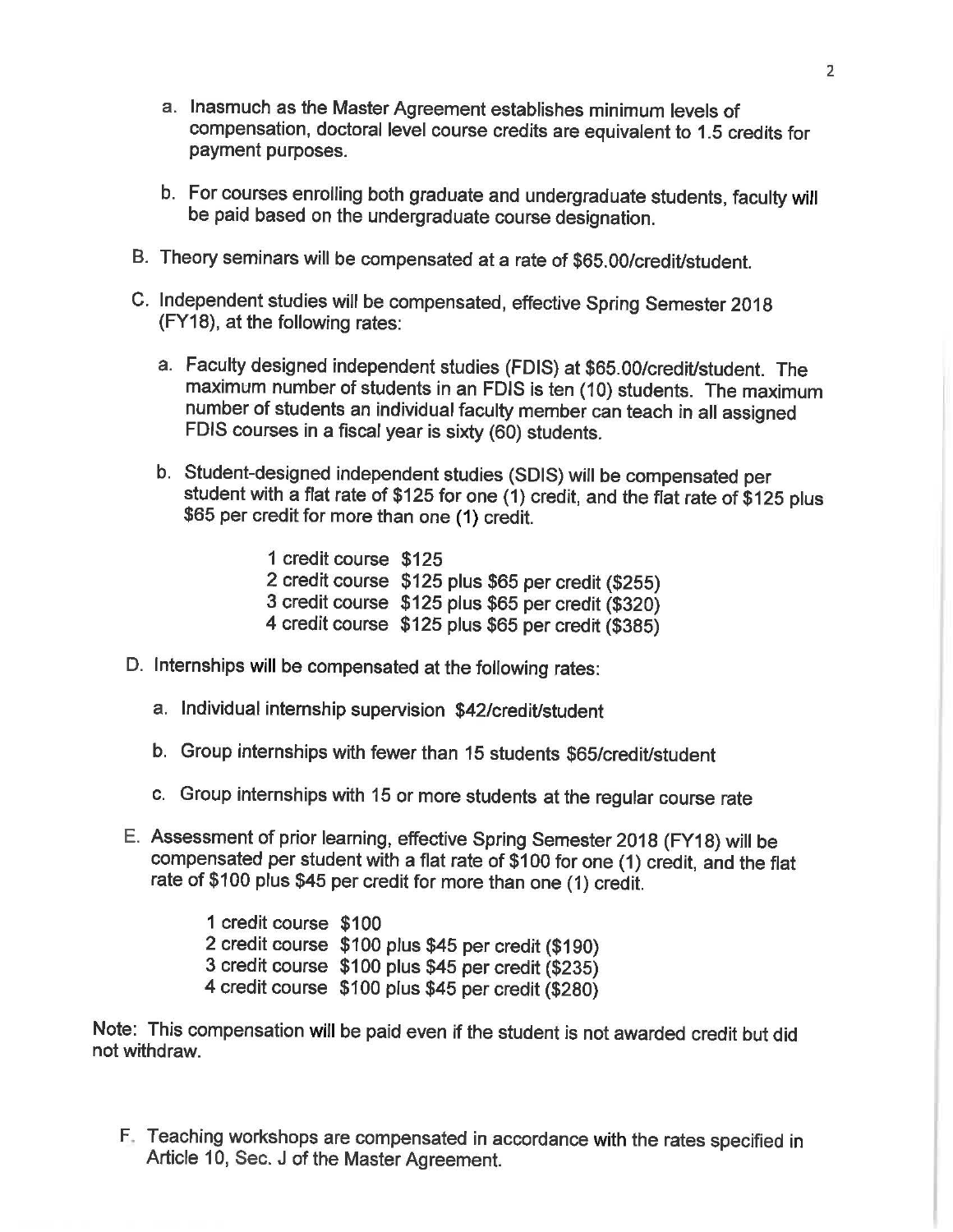a. Inasmuch as the Master Agreement establishes minimum levels of compensation, doctoral level course credits are equivalent to 1.5 credits for payment purposes.

b. For courses enrolling both graduate and undergraduate students, faculty will be paid based on the undergraduate course designation.

B. Theory seminars will be compensated at a rate of $65.00/credit/student.

C. Independent studies will be compensated, effective Spring Semester 2018 (FY18), at the following rates:

   a. Faculty designed independent studies (FDIS) at $65.00/credit/student. The maximum number of students in an FDIS is ten (10) students. The maximum number of students an individual faculty member can teach in all assigned FDIS courses in a fiscal year is sixty (60) students.

   b. Student-designed independent studies (SDIS) will be compensated per student with a flat rate of $125 for one (1) credit, and the flat rate of $125 plus $65 per credit for more than one (1) credit.

      1 credit course $125
      2 credit course $125 plus $65 per credit ($255)
      3 credit course $125 plus $65 per credit ($320)
      4 credit course $125 plus $65 per credit ($385)

D. Internships will be compensated at the following rates:

   a. Individual internship supervision $42/credit/student

   b. Group internships with fewer than 15 students $65/credit/student

   c. Group internships with 15 or more students at the regular course rate

E. Assessment of prior learning, effective Spring Semester 2018 (FY18) will be compensated per student with a flat rate of $100 for one (1) credit, and the flat rate of $100 plus $45 per credit for more than one (1) credit.

   1 credit course $100
   2 credit course $100 plus $45 per credit ($190)
   3 credit course $100 plus $45 per credit ($235)
   4 credit course $100 plus $45 per credit ($280)

Note: This compensation will be paid even if the student is not awarded credit but did not withdraw.

F. Teaching workshops are compensated in accordance with the rates specified in Article 10, Sec. J of the Master Agreement.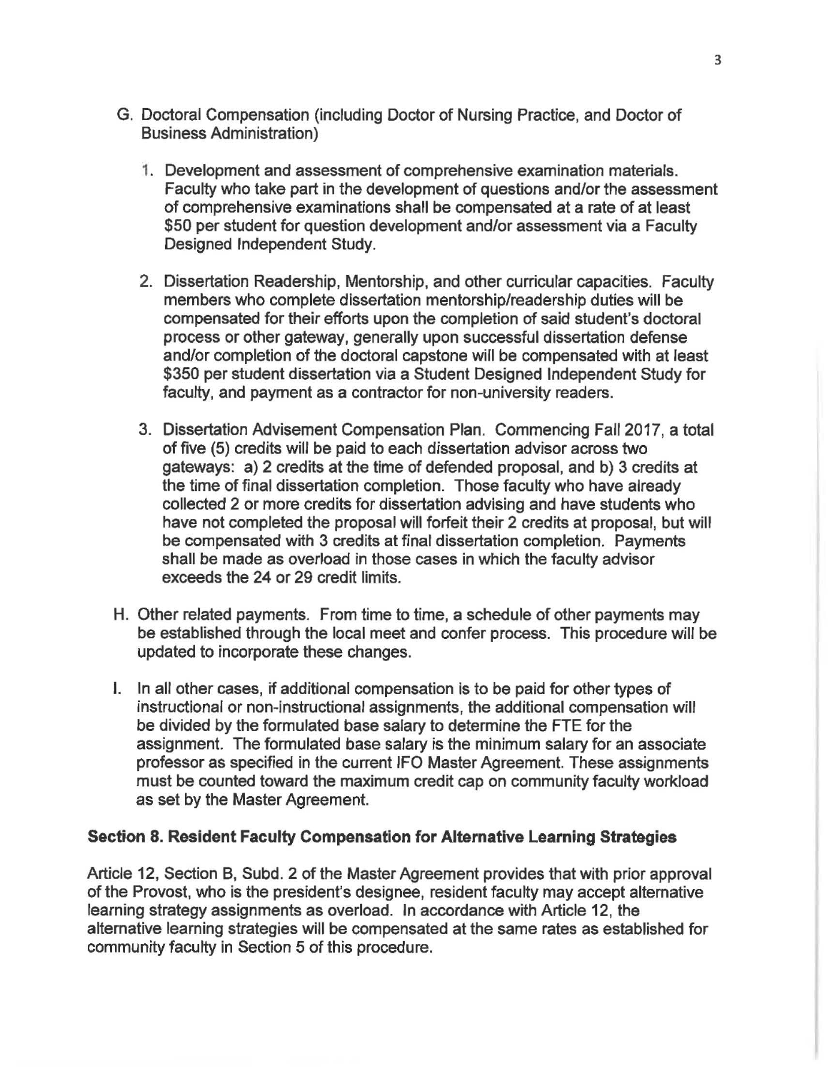G. Doctoral Compensation (including Doctor of Nursing Practice, and Doctor of Business Administration)

   1. Development and assessment of comprehensive examination materials. Faculty who take part in the development of questions and/or the assessment of comprehensive examinations shall be compensated at a rate of at least $50 per student for question development and/or assessment via a Faculty Designed Independent Study.

   2. Dissertation Readership, Mentorship, and other curricular capacities. Faculty members who complete dissertation mentorship/readership duties will be compensated for their efforts upon the completion of said student's doctoral process or other gateway, generally upon successful dissertation defense and/or completion of the doctoral capstone will be compensated with at least $350 per student dissertation via a Student Designed Independent Study for faculty, and payment as a contractor for non-university readers.

   3. Dissertation Advisement Compensation Plan. Commencing Fall 2017, a total of five (5) credits will be paid to each dissertation advisor across two gateways: a) 2 credits at the time of defended proposal, and b) 3 credits at the time of final dissertation completion. Those faculty who have already collected 2 or more credits for dissertation advising and have students who have not completed the proposal will forfeit their 2 credits at proposal, but will be compensated with 3 credits at final dissertation completion. Payments shall be made as overload in those cases in which the faculty advisor exceeds the 24 or 29 credit limits.

H. Other related payments. From time to time, a schedule of other payments may be established through the local meet and confer process. This procedure will be updated to incorporate these changes.

I. In all other cases, if additional compensation is to be paid for other types of instructional or non-instructional assignments, the additional compensation will be divided by the formulated base salary to determine the FTE for the assignment. The formulated base salary is the minimum salary for an associate professor as specified in the current IFO Master Agreement. These assignments must be counted toward the maximum credit cap on community faculty workload as set by the Master Agreement.

**Section 8. Resident Faculty Compensation for Alternative Learning Strategies**

Article 12, Section B, Subd. 2 of the Master Agreement provides that with prior approval of the Provost, who is the president's designee, resident faculty may accept alternative learning strategy assignments as overload. In accordance with Article 12, the alternative learning strategies will be compensated at the same rates as established for community faculty in Section 5 of this procedure.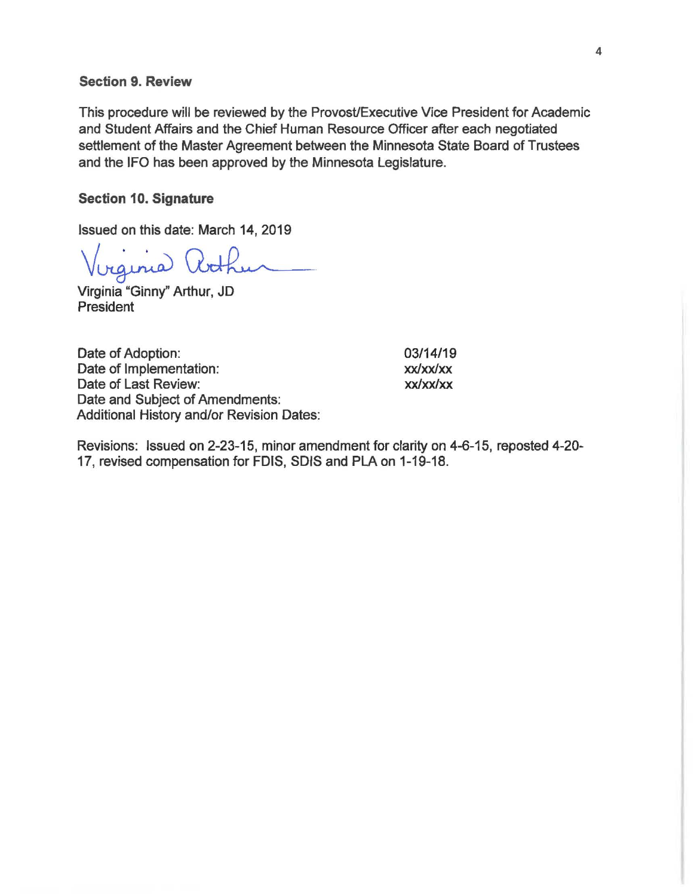**Section 9. Review**

This procedure will be reviewed by the Provost/Executive Vice President for Academic and Student Affairs and the Chief Human Resource Officer after each negotiated settlement of the Master Agreement between the Minnesota State Board of Trustees and the IFO has been approved by the Minnesota Legislature.

**Section 10. Signature**

Issued on this date: March 14, 2019

Virginia "Ginny" Arthur, JD
President

| | |
|---|---|
| Date of Adoption: | 03/14/19 |
| Date of Implementation: | xx/xx/xx |
| Date of Last Review: | xx/xx/xx |
| Date and Subject of Amendments: | |
| Additional History and/or Revision Dates: | |

Revisions: Issued on 2-23-15, minor amendment for clarity on 4-6-15, reposted 4-20-17, revised compensation for FDIS, SDIS and PLA on 1-19-18.